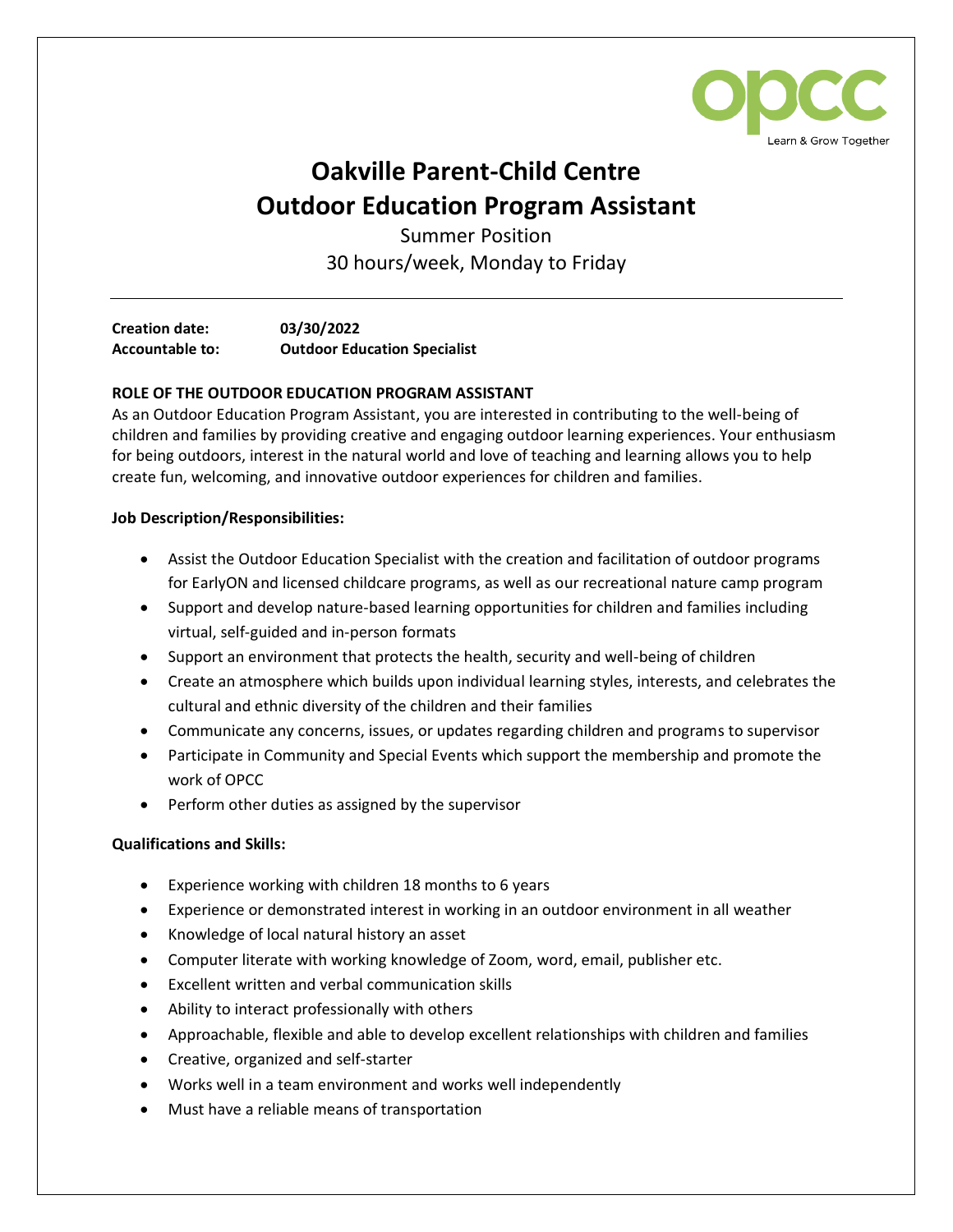opcc
Learn & Grow Together

# Oakville Parent-Child Centre
# Outdoor Education Program Assistant

Summer Position

30 hours/week, Monday to Friday

---

**Creation date:** **03/30/2022**
**Accountable to:** **Outdoor Education Specialist**

**ROLE OF THE OUTDOOR EDUCATION PROGRAM ASSISTANT**

As an Outdoor Education Program Assistant, you are interested in contributing to the well-being of children and families by providing creative and engaging outdoor learning experiences. Your enthusiasm for being outdoors, interest in the natural world and love of teaching and learning allows you to help create fun, welcoming, and innovative outdoor experiences for children and families.

**Job Description/Responsibilities:**

- Assist the Outdoor Education Specialist with the creation and facilitation of outdoor programs for EarlyON and licensed childcare programs, as well as our recreational nature camp program
- Support and develop nature-based learning opportunities for children and families including virtual, self-guided and in-person formats
- Support an environment that protects the health, security and well-being of children
- Create an atmosphere which builds upon individual learning styles, interests, and celebrates the cultural and ethnic diversity of the children and their families
- Communicate any concerns, issues, or updates regarding children and programs to supervisor
- Participate in Community and Special Events which support the membership and promote the work of OPCC
- Perform other duties as assigned by the supervisor

**Qualifications and Skills:**

- Experience working with children 18 months to 6 years
- Experience or demonstrated interest in working in an outdoor environment in all weather
- Knowledge of local natural history an asset
- Computer literate with working knowledge of Zoom, word, email, publisher etc.
- Excellent written and verbal communication skills
- Ability to interact professionally with others
- Approachable, flexible and able to develop excellent relationships with children and families
- Creative, organized and self-starter
- Works well in a team environment and works well independently
- Must have a reliable means of transportation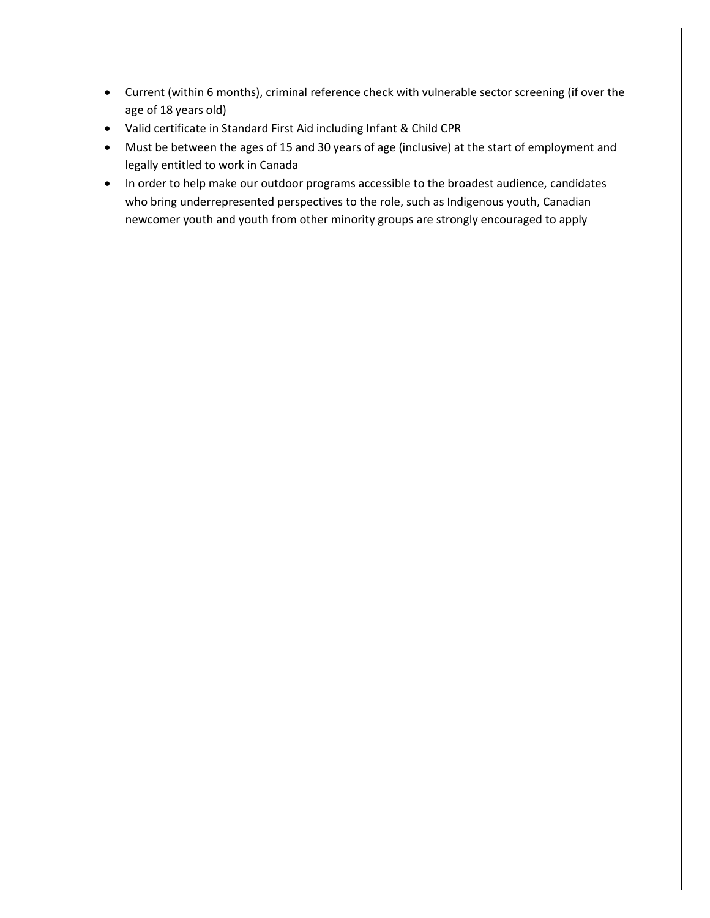- Current (within 6 months), criminal reference check with vulnerable sector screening (if over the age of 18 years old)
- Valid certificate in Standard First Aid including Infant & Child CPR
- Must be between the ages of 15 and 30 years of age (inclusive) at the start of employment and legally entitled to work in Canada
- In order to help make our outdoor programs accessible to the broadest audience, candidates who bring underrepresented perspectives to the role, such as Indigenous youth, Canadian newcomer youth and youth from other minority groups are strongly encouraged to apply